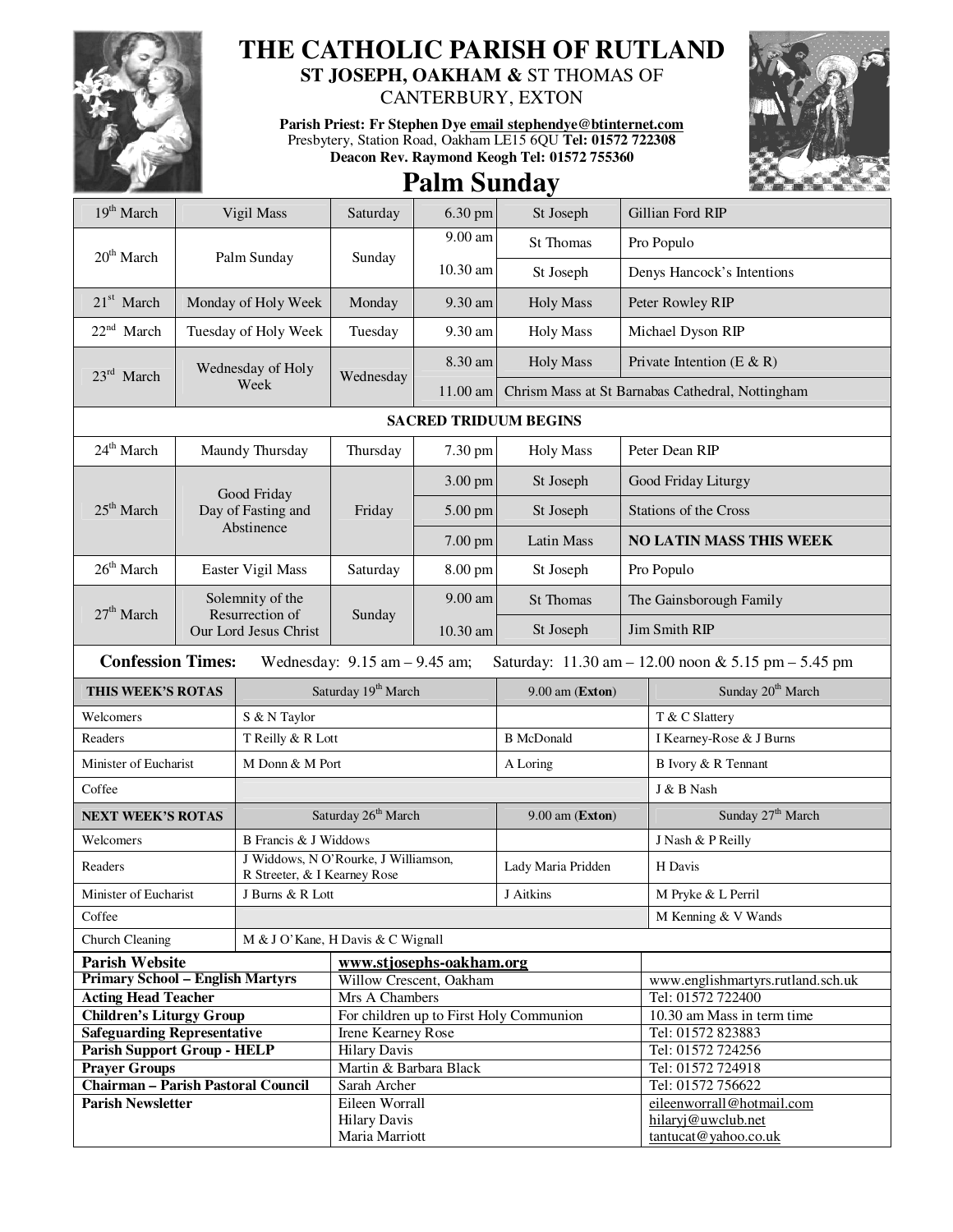# THE CATHOLIC PARISH OF RUTLAND

## ST JOSEPH, OAKHAM & ST THOMAS OF CANTERBURY, EXTON

**Parish Priest: Fr Stephen Dye email stephendye@btinternet.com**
Presbytery, Station Road, Oakham LE15 6QU **Tel: 01572 722308**
**Deacon Rev. Raymond Keogh Tel: 01572 755360**

# Palm Sunday

| Date | Day | Weekday | Time | Place | Intention |
|---|---|---|---|---|---|
| 19th March | Vigil Mass | Saturday | 6.30 pm | St Joseph | Gillian Ford RIP |
| 20th March | Palm Sunday | Sunday | 9.00 am | St Thomas | Pro Populo |
| | | | 10.30 am | St Joseph | Denys Hancock's Intentions |
| 21st March | Monday of Holy Week | Monday | 9.30 am | Holy Mass | Peter Rowley RIP |
| 22nd March | Tuesday of Holy Week | Tuesday | 9.30 am | Holy Mass | Michael Dyson RIP |
| 23rd March | Wednesday of Holy Week | Wednesday | 8.30 am | Holy Mass | Private Intention (E & R) |
| | | | 11.00 am | Chrism Mass at St Barnabas Cathedral, Nottingham | |
| **SACRED TRIDUUM BEGINS** | | | | | |
| 24th March | Maundy Thursday | Thursday | 7.30 pm | Holy Mass | Peter Dean RIP |
| 25th March | Good Friday Day of Fasting and Abstinence | Friday | 3.00 pm | St Joseph | Good Friday Liturgy |
| | | | 5.00 pm | St Joseph | Stations of the Cross |
| | | | 7.00 pm | Latin Mass | **NO LATIN MASS THIS WEEK** |
| 26th March | Easter Vigil Mass | Saturday | 8.00 pm | St Joseph | Pro Populo |
| 27th March | Solemnity of the Resurrection of Our Lord Jesus Christ | Sunday | 9.00 am | St Thomas | The Gainsborough Family |
| | | | 10.30 am | St Joseph | Jim Smith RIP |

**Confession Times:** Wednesday: 9.15 am – 9.45 am; Saturday: 11.30 am – 12.00 noon & 5.15 pm – 5.45 pm

| **THIS WEEK'S ROTAS** | Saturday 19th March | 9.00 am (**Exton**) | Sunday 20th March |
|---|---|---|---|
| Welcomers | S & N Taylor | | T & C Slattery |
| Readers | T Reilly & R Lott | B McDonald | I Kearney-Rose & J Burns |
| Minister of Eucharist | M Donn & M Port | A Loring | B Ivory & R Tennant |
| Coffee | | | J & B Nash |
| **NEXT WEEK'S ROTAS** | Saturday 26th March | 9.00 am (**Exton**) | Sunday 27th March |
| Welcomers | B Francis & J Widdows | | J Nash & P Reilly |
| Readers | J Widdows, N O'Rourke, J Williamson, R Streeter, & I Kearney Rose | Lady Maria Pridden | H Davis |
| Minister of Eucharist | J Burns & R Lott | J Aitkins | M Pryke & L Perril |
| Coffee | | | M Kenning & V Wands |
| Church Cleaning | M & J O'Kane, H Davis & C Wignall | | |

| | | |
|---|---|---|
| **Parish Website** | **www.stjosephs-oakham.org** | |
| **Primary School – English Martyrs** | Willow Crescent, Oakham | www.englishmartyrs.rutland.sch.uk |
| **Acting Head Teacher** | Mrs A Chambers | Tel: 01572 722400 |
| **Children's Liturgy Group** | For children up to First Holy Communion | 10.30 am Mass in term time |
| **Safeguarding Representative** | Irene Kearney Rose | Tel: 01572 823883 |
| **Parish Support Group - HELP** | Hilary Davis | Tel: 01572 724256 |
| **Prayer Groups** | Martin & Barbara Black | Tel: 01572 724918 |
| **Chairman – Parish Pastoral Council** | Sarah Archer | Tel: 01572 756622 |
| **Parish Newsletter** | Eileen Worrall<br>Hilary Davis<br>Maria Marriott | eileenworrall@hotmail.com<br>hilaryj@uwclub.net<br>tantucat@yahoo.co.uk |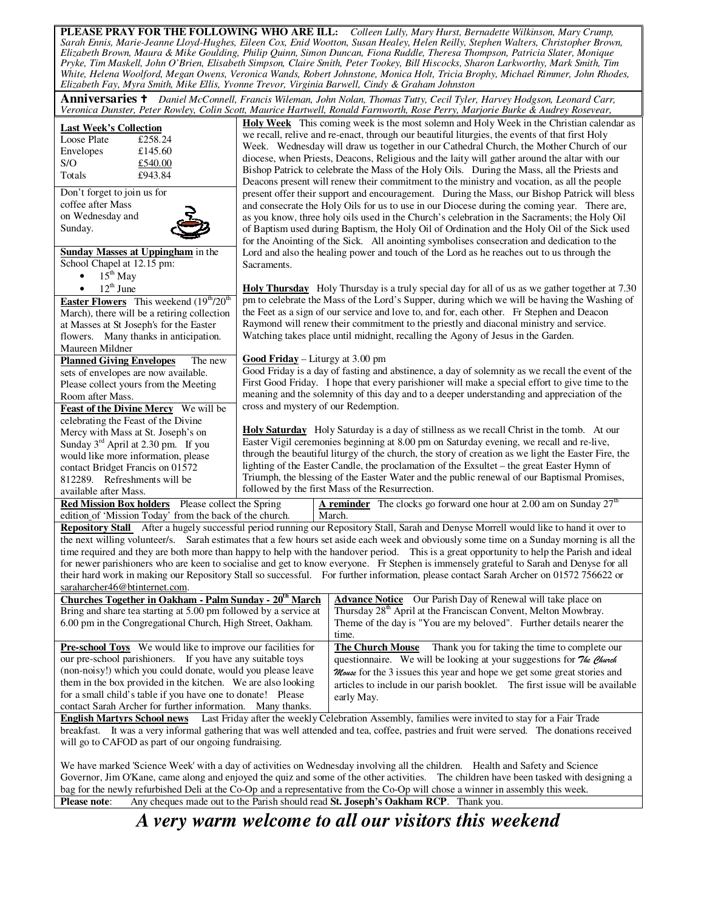**PLEASE PRAY FOR THE FOLLOWING WHO ARE ILL:** *Colleen Lully, Mary Hurst, Bernadette Wilkinson, Mary Crump, Sarah Ennis, Marie-Jeanne Lloyd-Hughes, Eileen Cox, Enid Wootton, Susan Healey, Helen Reilly, Stephen Walters, Christopher Brown, Elizabeth Brown, Maura & Mike Goulding, Philip Quinn, Simon Duncan, Fiona Ruddle, Theresa Thompson, Patricia Slater, Monique Pryke, Tim Maskell, John O'Brien, Elisabeth Simpson, Claire Smith, Peter Tookey, Bill Hiscocks, Sharon Larkworthy, Mark Smith, Tim White, Helena Woolford, Megan Owens, Veronica Wands, Robert Johnstone, Monica Holt, Tricia Brophy, Michael Rimmer, John Rhodes, Elizabeth Fay, Myra Smith, Mike Ellis, Yvonne Trevor, Virginia Barwell, Cindy & Graham Johnston*

**Anniversaries ✝** *Daniel McConnell, Francis Wileman, John Nolan, Thomas Tutty, Cecil Tyler, Harvey Hodgson, Leonard Carr, Veronica Dunster, Peter Rowley, Colin Scott, Maurice Hartwell, Ronald Farnworth, Rose Perry, Marjorie Burke & Audrey Rosevear,*

**Last Week's Collection**

| | |
|---|---|
| Loose Plate | £258.24 |
| Envelopes | £145.60 |
| S/O | £540.00 |
| Totals | £943.84 |

Don't forget to join us for coffee after Mass on Wednesday and Sunday.

**Sunday Masses at Uppingham** in the School Chapel at 12.15 pm:

- 15th May
- 12th June

**Easter Flowers** This weekend (19th/20th March), there will be a retiring collection at Masses at St Joseph's for the Easter flowers. Many thanks in anticipation. Maureen Mildner

**Planned Giving Envelopes** The new sets of envelopes are now available. Please collect yours from the Meeting Room after Mass.

**Feast of the Divine Mercy** We will be celebrating the Feast of the Divine Mercy with Mass at St. Joseph's on Sunday 3rd April at 2.30 pm. If you would like more information, please contact Bridget Francis on 01572 812289. Refreshments will be available after Mass.

**Holy Week** This coming week is the most solemn and Holy Week in the Christian calendar as we recall, relive and re-enact, through our beautiful liturgies, the events of that first Holy Week. Wednesday will draw us together in our Cathedral Church, the Mother Church of our diocese, when Priests, Deacons, Religious and the laity will gather around the altar with our Bishop Patrick to celebrate the Mass of the Holy Oils. During the Mass, all the Priests and Deacons present will renew their commitment to the ministry and vocation, as all the people present offer their support and encouragement. During the Mass, our Bishop Patrick will bless and consecrate the Holy Oils for us to use in our Diocese during the coming year. There are, as you know, three holy oils used in the Church's celebration in the Sacraments; the Holy Oil of Baptism used during Baptism, the Holy Oil of Ordination and the Holy Oil of the Sick used for the Anointing of the Sick. All anointing symbolises consecration and dedication to the Lord and also the healing power and touch of the Lord as he reaches out to us through the Sacraments.

**Holy Thursday** Holy Thursday is a truly special day for all of us as we gather together at 7.30 pm to celebrate the Mass of the Lord's Supper, during which we will be having the Washing of the Feet as a sign of our service and love to, and for, each other. Fr Stephen and Deacon Raymond will renew their commitment to the priestly and diaconal ministry and service. Watching takes place until midnight, recalling the Agony of Jesus in the Garden.

**Good Friday** – Liturgy at 3.00 pm
Good Friday is a day of fasting and abstinence, a day of solemnity as we recall the event of the First Good Friday. I hope that every parishioner will make a special effort to give time to the meaning and the solemnity of this day and to a deeper understanding and appreciation of the cross and mystery of our Redemption.

**Holy Saturday** Holy Saturday is a day of stillness as we recall Christ in the tomb. At our Easter Vigil ceremonies beginning at 8.00 pm on Saturday evening, we recall and re-live, through the beautiful liturgy of the church, the story of creation as we light the Easter Fire, the lighting of the Easter Candle, the proclamation of the Exsultet – the great Easter Hymn of Triumph, the blessing of the Easter Water and the public renewal of our Baptismal Promises, followed by the first Mass of the Resurrection.

**Red Mission Box holders** Please collect the Spring edition of 'Mission Today' from the back of the church.

**A reminder** The clocks go forward one hour at 2.00 am on Sunday 27th March.

**Repository Stall** After a hugely successful period running our Repository Stall, Sarah and Denyse Morrell would like to hand it over to the next willing volunteer/s. Sarah estimates that a few hours set aside each week and obviously some time on a Sunday morning is all the time required and they are both more than happy to help with the handover period. This is a great opportunity to help the Parish and ideal for newer parishioners who are keen to socialise and get to know everyone. Fr Stephen is immensely grateful to Sarah and Denyse for all their hard work in making our Repository Stall so successful. For further information, please contact Sarah Archer on 01572 756622 or sarahatcher46@btinternet.com.

**Churches Together in Oakham - Palm Sunday - 20th March** Bring and share tea starting at 5.00 pm followed by a service at 6.00 pm in the Congregational Church, High Street, Oakham.

**Advance Notice** Our Parish Day of Renewal will take place on Thursday 28th April at the Franciscan Convent, Melton Mowbray. Theme of the day is "You are my beloved". Further details nearer the time.

**Pre-school Toys** We would like to improve our facilities for our pre-school parishioners. If you have any suitable toys (non-noisy!) which you could donate, would you please leave them in the box provided in the kitchen. We are also looking for a small child's table if you have one to donate! Please contact Sarah Archer for further information. Many thanks.

**The Church Mouse** Thank you for taking the time to complete our questionnaire. We will be looking at your suggestions for *The Church Mouse* for the 3 issues this year and hope we get some great stories and articles to include in our parish booklet. The first issue will be available early May.

**English Martyrs School news** Last Friday after the weekly Celebration Assembly, families were invited to stay for a Fair Trade breakfast. It was a very informal gathering that was well attended and tea, coffee, pastries and fruit were served. The donations received will go to CAFOD as part of our ongoing fundraising.

We have marked 'Science Week' with a day of activities on Wednesday involving all the children. Health and Safety and Science Governor, Jim O'Kane, came along and enjoyed the quiz and some of the other activities. The children have been tasked with designing a bag for the newly refurbished Deli at the Co-Op and a representative from the Co-Op will chose a winner in assembly this week.

**Please note**: Any cheques made out to the Parish should read **St. Joseph's Oakham RCP**. Thank you.

***A very warm welcome to all our visitors this weekend***